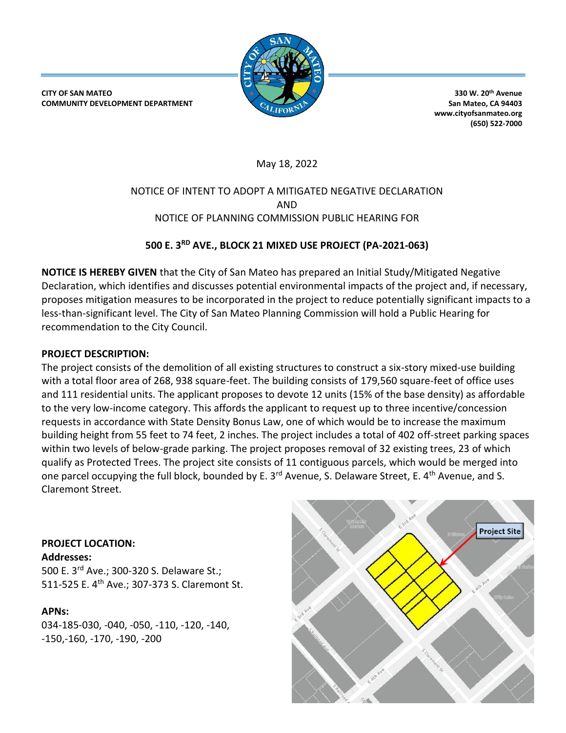**CITY OF SAN MATEO**
**COMMUNITY DEVELOPMENT DEPARTMENT**

**330 W. 20th Avenue**
**San Mateo, CA 94403**
**www.cityofsanmateo.org**
**(650) 522-7000**

May 18, 2022

NOTICE OF INTENT TO ADOPT A MITIGATED NEGATIVE DECLARATION
AND
NOTICE OF PLANNING COMMISSION PUBLIC HEARING FOR

## 500 E. 3RD AVE., BLOCK 21 MIXED USE PROJECT (PA-2021-063)

**NOTICE IS HEREBY GIVEN** that the City of San Mateo has prepared an Initial Study/Mitigated Negative Declaration, which identifies and discusses potential environmental impacts of the project and, if necessary, proposes mitigation measures to be incorporated in the project to reduce potentially significant impacts to a less-than-significant level. The City of San Mateo Planning Commission will hold a Public Hearing for recommendation to the City Council.

**PROJECT DESCRIPTION:**
The project consists of the demolition of all existing structures to construct a six-story mixed-use building with a total floor area of 268, 938 square-feet. The building consists of 179,560 square-feet of office uses and 111 residential units. The applicant proposes to devote 12 units (15% of the base density) as affordable to the very low-income category. This affords the applicant to request up to three incentive/concession requests in accordance with State Density Bonus Law, one of which would be to increase the maximum building height from 55 feet to 74 feet, 2 inches. The project includes a total of 402 off-street parking spaces within two levels of below-grade parking. The project proposes removal of 32 existing trees, 23 of which qualify as Protected Trees. The project site consists of 11 contiguous parcels, which would be merged into one parcel occupying the full block, bounded by E. 3rd Avenue, S. Delaware Street, E. 4th Avenue, and S. Claremont Street.

**PROJECT LOCATION:**
**Addresses:**
500 E. 3rd Ave.; 300-320 S. Delaware St.;
511-525 E. 4th Ave.; 307-373 S. Claremont St.

**APNs:**
034-185-030, -040, -050, -110, -120, -140,
-150,-160, -170, -190, -200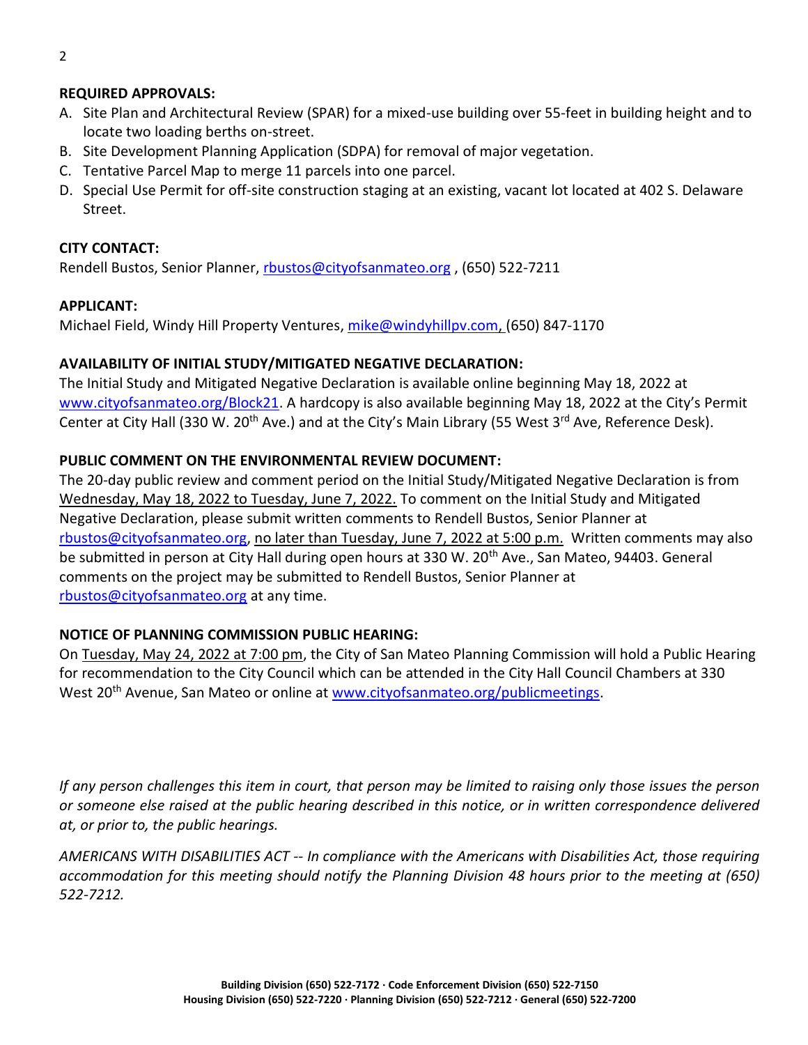**REQUIRED APPROVALS:**

A. Site Plan and Architectural Review (SPAR) for a mixed-use building over 55-feet in building height and to locate two loading berths on-street.
B. Site Development Planning Application (SDPA) for removal of major vegetation.
C. Tentative Parcel Map to merge 11 parcels into one parcel.
D. Special Use Permit for off-site construction staging at an existing, vacant lot located at 402 S. Delaware Street.

**CITY CONTACT:**
Rendell Bustos, Senior Planner, rbustos@cityofsanmateo.org , (650) 522-7211

**APPLICANT:**
Michael Field, Windy Hill Property Ventures, mike@windyhillpv.com, (650) 847-1170

**AVAILABILITY OF INITIAL STUDY/MITIGATED NEGATIVE DECLARATION:**
The Initial Study and Mitigated Negative Declaration is available online beginning May 18, 2022 at www.cityofsanmateo.org/Block21. A hardcopy is also available beginning May 18, 2022 at the City's Permit Center at City Hall (330 W. 20th Ave.) and at the City's Main Library (55 West 3rd Ave, Reference Desk).

**PUBLIC COMMENT ON THE ENVIRONMENTAL REVIEW DOCUMENT:**
The 20-day public review and comment period on the Initial Study/Mitigated Negative Declaration is from Wednesday, May 18, 2022 to Tuesday, June 7, 2022. To comment on the Initial Study and Mitigated Negative Declaration, please submit written comments to Rendell Bustos, Senior Planner at rbustos@cityofsanmateo.org, no later than Tuesday, June 7, 2022 at 5:00 p.m. Written comments may also be submitted in person at City Hall during open hours at 330 W. 20th Ave., San Mateo, 94403. General comments on the project may be submitted to Rendell Bustos, Senior Planner at rbustos@cityofsanmateo.org at any time.

**NOTICE OF PLANNING COMMISSION PUBLIC HEARING:**
On Tuesday, May 24, 2022 at 7:00 pm, the City of San Mateo Planning Commission will hold a Public Hearing for recommendation to the City Council which can be attended in the City Hall Council Chambers at 330 West 20th Avenue, San Mateo or online at www.cityofsanmateo.org/publicmeetings.

*If any person challenges this item in court, that person may be limited to raising only those issues the person or someone else raised at the public hearing described in this notice, or in written correspondence delivered at, or prior to, the public hearings.*

*AMERICANS WITH DISABILITIES ACT -- In compliance with the Americans with Disabilities Act, those requiring accommodation for this meeting should notify the Planning Division 48 hours prior to the meeting at (650) 522-7212.*

**Building Division (650) 522-7172 · Code Enforcement Division (650) 522-7150**
**Housing Division (650) 522-7220 · Planning Division (650) 522-7212 · General (650) 522-7200**